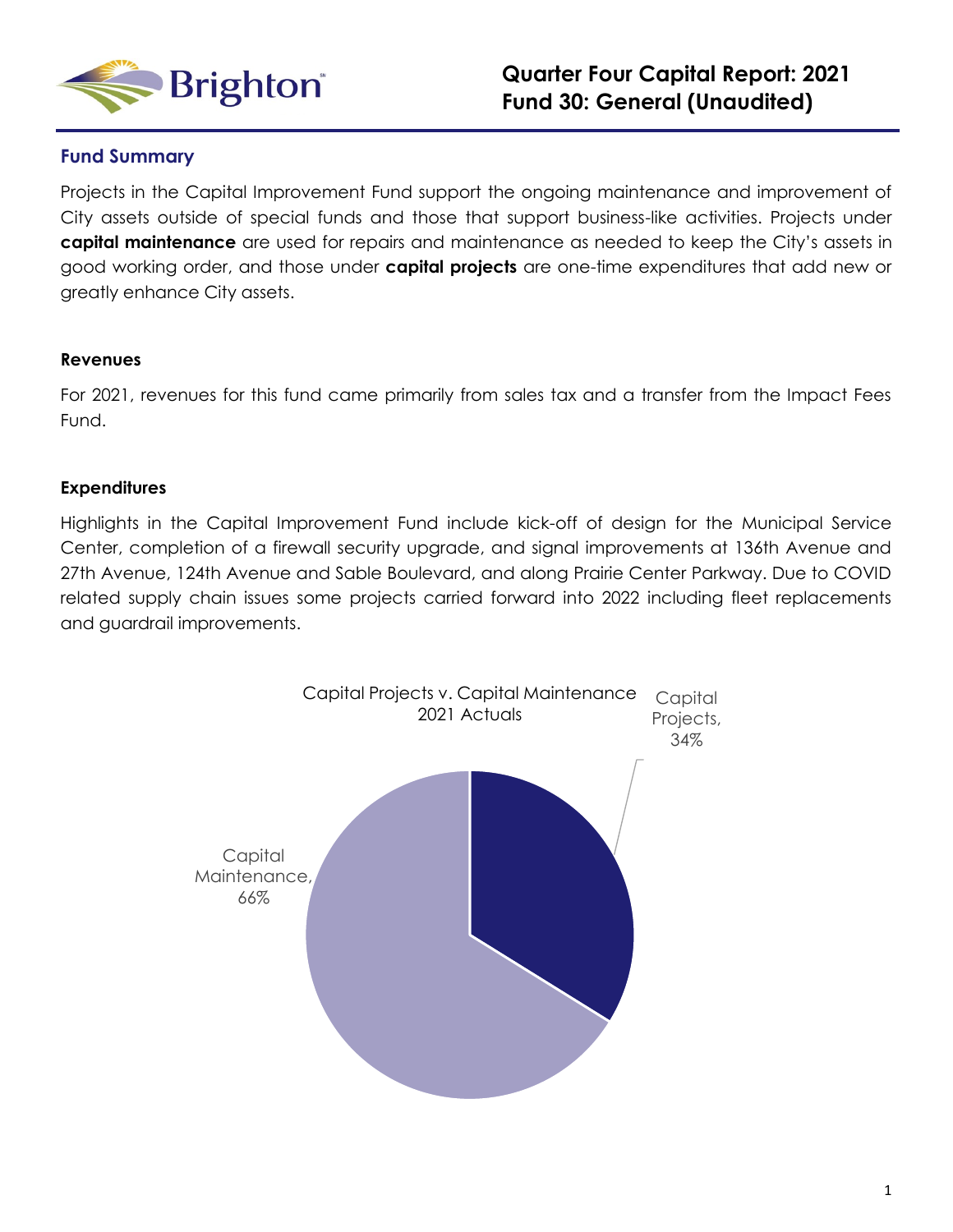# Quarter Four Capital Report: 2021
# Fund 30: General (Unaudited)

## Fund Summary

Projects in the Capital Improvement Fund support the ongoing maintenance and improvement of City assets outside of special funds and those that support business-like activities. Projects under **capital maintenance** are used for repairs and maintenance as needed to keep the City's assets in good working order, and those under **capital projects** are one-time expenditures that add new or greatly enhance City assets.

### Revenues

For 2021, revenues for this fund came primarily from sales tax and a transfer from the Impact Fees Fund.

### Expenditures

Highlights in the Capital Improvement Fund include kick-off of design for the Municipal Service Center, completion of a firewall security upgrade, and signal improvements at 136th Avenue and 27th Avenue, 124th Avenue and Sable Boulevard, and along Prairie Center Parkway. Due to COVID related supply chain issues some projects carried forward into 2022 including fleet replacements and guardrail improvements.

Capital Projects v. Capital Maintenance 2021 Actuals

| Category | Share |
| --- | --- |
| Capital Projects | 34% |
| Capital Maintenance | 66% |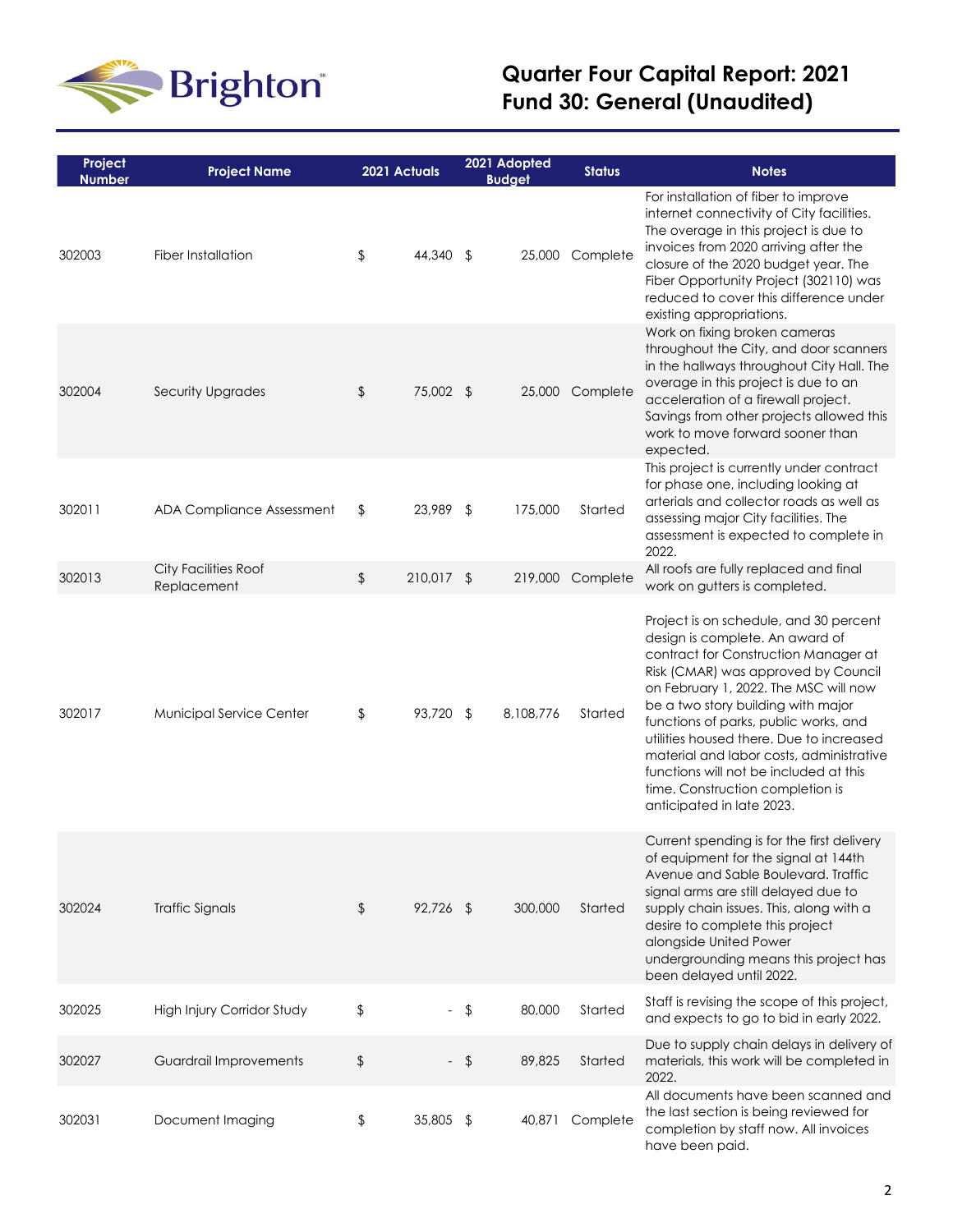# Quarter Four Capital Report: 2021
# Fund 30: General (Unaudited)

| Project Number | Project Name | 2021 Actuals | 2021 Adopted Budget | Status | Notes |
|---|---|---|---|---|---|
| 302003 | Fiber Installation | $ 44,340 | $ 25,000 | Complete | For installation of fiber to improve internet connectivity of City facilities. The overage in this project is due to invoices from 2020 arriving after the closure of the 2020 budget year. The Fiber Opportunity Project (302110) was reduced to cover this difference under existing appropriations. |
| 302004 | Security Upgrades | $ 75,002 | $ 25,000 | Complete | Work on fixing broken cameras throughout the City, and door scanners in the hallways throughout City Hall. The overage in this project is due to an acceleration of a firewall project. Savings from other projects allowed this work to move forward sooner than expected. |
| 302011 | ADA Compliance Assessment | $ 23,989 | $ 175,000 | Started | This project is currently under contract for phase one, including looking at arterials and collector roads as well as assessing major City facilities. The assessment is expected to complete in 2022. |
| 302013 | City Facilities Roof Replacement | $ 210,017 | $ 219,000 | Complete | All roofs are fully replaced and final work on gutters is completed. |
| 302017 | Municipal Service Center | $ 93,720 | $ 8,108,776 | Started | Project is on schedule, and 30 percent design is complete. An award of contract for Construction Manager at Risk (CMAR) was approved by Council on February 1, 2022. The MSC will now be a two story building with major functions of parks, public works, and utilities housed there. Due to increased material and labor costs, administrative functions will not be included at this time. Construction completion is anticipated in late 2023. |
| 302024 | Traffic Signals | $ 92,726 | $ 300,000 | Started | Current spending is for the first delivery of equipment for the signal at 144th Avenue and Sable Boulevard. Traffic signal arms are still delayed due to supply chain issues. This, along with a desire to complete this project alongside United Power undergrounding means this project has been delayed until 2022. |
| 302025 | High Injury Corridor Study | $ - | $ 80,000 | Started | Staff is revising the scope of this project, and expects to go to bid in early 2022. |
| 302027 | Guardrail Improvements | $ - | $ 89,825 | Started | Due to supply chain delays in delivery of materials, this work will be completed in 2022. |
| 302031 | Document Imaging | $ 35,805 | $ 40,871 | Complete | All documents have been scanned and the last section is being reviewed for completion by staff now. All invoices have been paid. |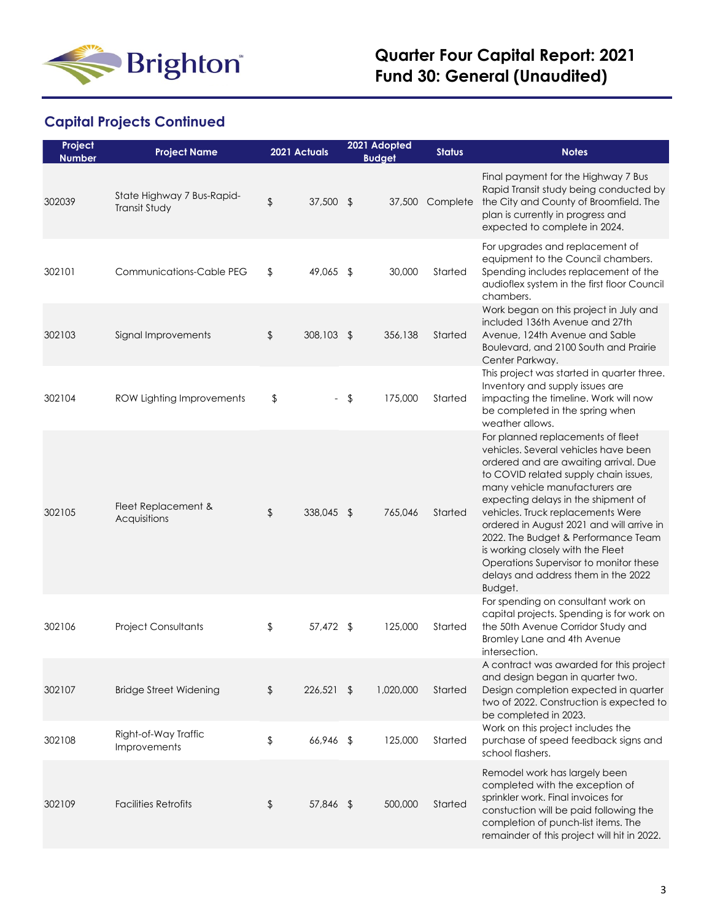# Quarter Four Capital Report: 2021
# Fund 30: General (Unaudited)

## Capital Projects Continued

| Project Number | Project Name | 2021 Actuals | 2021 Adopted Budget | Status | Notes |
|---|---|---|---|---|---|
| 302039 | State Highway 7 Bus-Rapid-Transit Study | $ 37,500 | $ 37,500 | Complete | Final payment for the Highway 7 Bus Rapid Transit study being conducted by the City and County of Broomfield. The plan is currently in progress and expected to complete in 2024. |
| 302101 | Communications-Cable PEG | $ 49,065 | $ 30,000 | Started | For upgrades and replacement of equipment to the Council chambers. Spending includes replacement of the audioflex system in the first floor Council chambers. |
| 302103 | Signal Improvements | $ 308,103 | $ 356,138 | Started | Work began on this project in July and included 136th Avenue and 27th Avenue, 124th Avenue and Sable Boulevard, and 2100 South and Prairie Center Parkway. |
| 302104 | ROW Lighting Improvements | $ - | $ 175,000 | Started | This project was started in quarter three. Inventory and supply issues are impacting the timeline. Work will now be completed in the spring when weather allows. |
| 302105 | Fleet Replacement & Acquisitions | $ 338,045 | $ 765,046 | Started | For planned replacements of fleet vehicles. Several vehicles have been ordered and are awaiting arrival. Due to COVID related supply chain issues, many vehicle manufacturers are expecting delays in the shipment of vehicles. Truck replacements Were ordered in August 2021 and will arrive in 2022. The Budget & Performance Team is working closely with the Fleet Operations Supervisor to monitor these delays and address them in the 2022 Budget. |
| 302106 | Project Consultants | $ 57,472 | $ 125,000 | Started | For spending on consultant work on capital projects. Spending is for work on the 50th Avenue Corridor Study and Bromley Lane and 4th Avenue intersection. |
| 302107 | Bridge Street Widening | $ 226,521 | $ 1,020,000 | Started | A contract was awarded for this project and design began in quarter two. Design completion expected in quarter two of 2022. Construction is expected to be completed in 2023. |
| 302108 | Right-of-Way Traffic Improvements | $ 66,946 | $ 125,000 | Started | Work on this project includes the purchase of speed feedback signs and school flashers. |
| 302109 | Facilities Retrofits | $ 57,846 | $ 500,000 | Started | Remodel work has largely been completed with the exception of sprinkler work. Final invoices for constuction will be paid following the completion of punch-list items. The remainder of this project will hit in 2022. |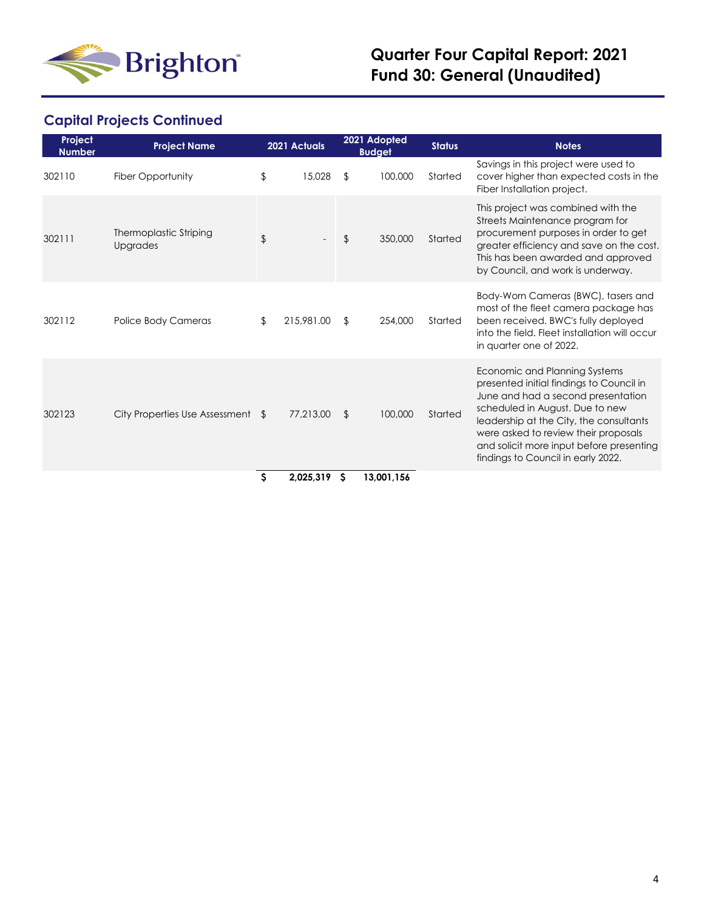# Quarter Four Capital Report: 2021
# Fund 30: General (Unaudited)

## Capital Projects Continued

| Project Number | Project Name | 2021 Actuals | 2021 Adopted Budget | Status | Notes |
|---|---|---|---|---|---|
| 302110 | Fiber Opportunity | $ 15,028 | $ 100,000 | Started | Savings in this project were used to cover higher than expected costs in the Fiber Installation project. |
| 302111 | Thermoplastic Striping Upgrades | $ - | $ 350,000 | Started | This project was combined with the Streets Maintenance program for procurement purposes in order to get greater efficiency and save on the cost. This has been awarded and approved by Council, and work is underway. |
| 302112 | Police Body Cameras | $ 215,981.00 | $ 254,000 | Started | Body-Worn Cameras (BWC), tasers and most of the fleet camera package has been received. BWC's fully deployed into the field. Fleet installation will occur in quarter one of 2022. |
| 302123 | City Properties Use Assessment | $ 77,213.00 | $ 100,000 | Started | Economic and Planning Systems presented initial findings to Council in June and had a second presentation scheduled in August. Due to new leadership at the City, the consultants were asked to review their proposals and solicit more input before presenting findings to Council in early 2022. |
| | | **$ 2,025,319** | **$ 13,001,156** | | |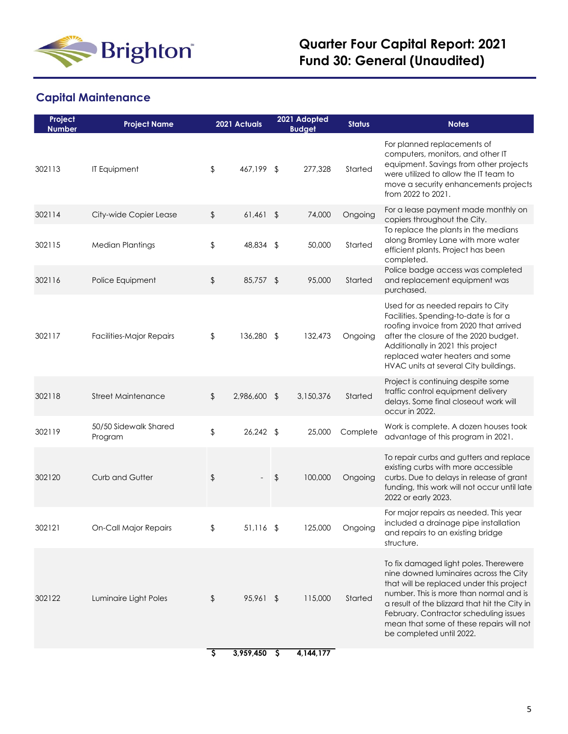# Quarter Four Capital Report: 2021
# Fund 30: General (Unaudited)

## Capital Maintenance

| Project Number | Project Name | 2021 Actuals | 2021 Adopted Budget | Status | Notes |
|---|---|---|---|---|---|
| 302113 | IT Equipment | $ 467,199 | $ 277,328 | Started | For planned replacements of computers, monitors, and other IT equipment. Savings from other projects were utilized to allow the IT team to move a security enhancements projects from 2022 to 2021. |
| 302114 | City-wide Copier Lease | $ 61,461 | $ 74,000 | Ongoing | For a lease payment made monthly on copiers throughout the City. |
| 302115 | Median Plantings | $ 48,834 | $ 50,000 | Started | To replace the plants in the medians along Bromley Lane with more water efficient plants. Project has been completed. |
| 302116 | Police Equipment | $ 85,757 | $ 95,000 | Started | Police badge access was completed and replacement equipment was purchased. |
| 302117 | Facilities-Major Repairs | $ 136,280 | $ 132,473 | Ongoing | Used for as needed repairs to City Facilities. Spending-to-date is for a roofing invoice from 2020 that arrived after the closure of the 2020 budget. Additionally in 2021 this project replaced water heaters and some HVAC units at several City buildings. |
| 302118 | Street Maintenance | $ 2,986,600 | $ 3,150,376 | Started | Project is continuing despite some traffic control equipment delivery delays. Some final closeout work will occur in 2022. |
| 302119 | 50/50 Sidewalk Shared Program | $ 26,242 | $ 25,000 | Complete | Work is complete. A dozen houses took advantage of this program in 2021. |
| 302120 | Curb and Gutter | $ - | $ 100,000 | Ongoing | To repair curbs and gutters and replace existing curbs with more accessible curbs. Due to delays in release of grant funding, this work will not occur until late 2022 or early 2023. |
| 302121 | On-Call Major Repairs | $ 51,116 | $ 125,000 | Ongoing | For major repairs as needed. This year included a drainage pipe installation and repairs to an existing bridge structure. |
| 302122 | Luminaire Light Poles | $ 95,961 | $ 115,000 | Started | To fix damaged light poles. Therewere nine downed luminaires across the City that will be replaced under this project number. This is more than normal and is a result of the blizzard that hit the City in February. Contractor scheduling issues mean that some of these repairs will not be completed until 2022. |
| | | **$ 3,959,450** | **$ 4,144,177** | | |